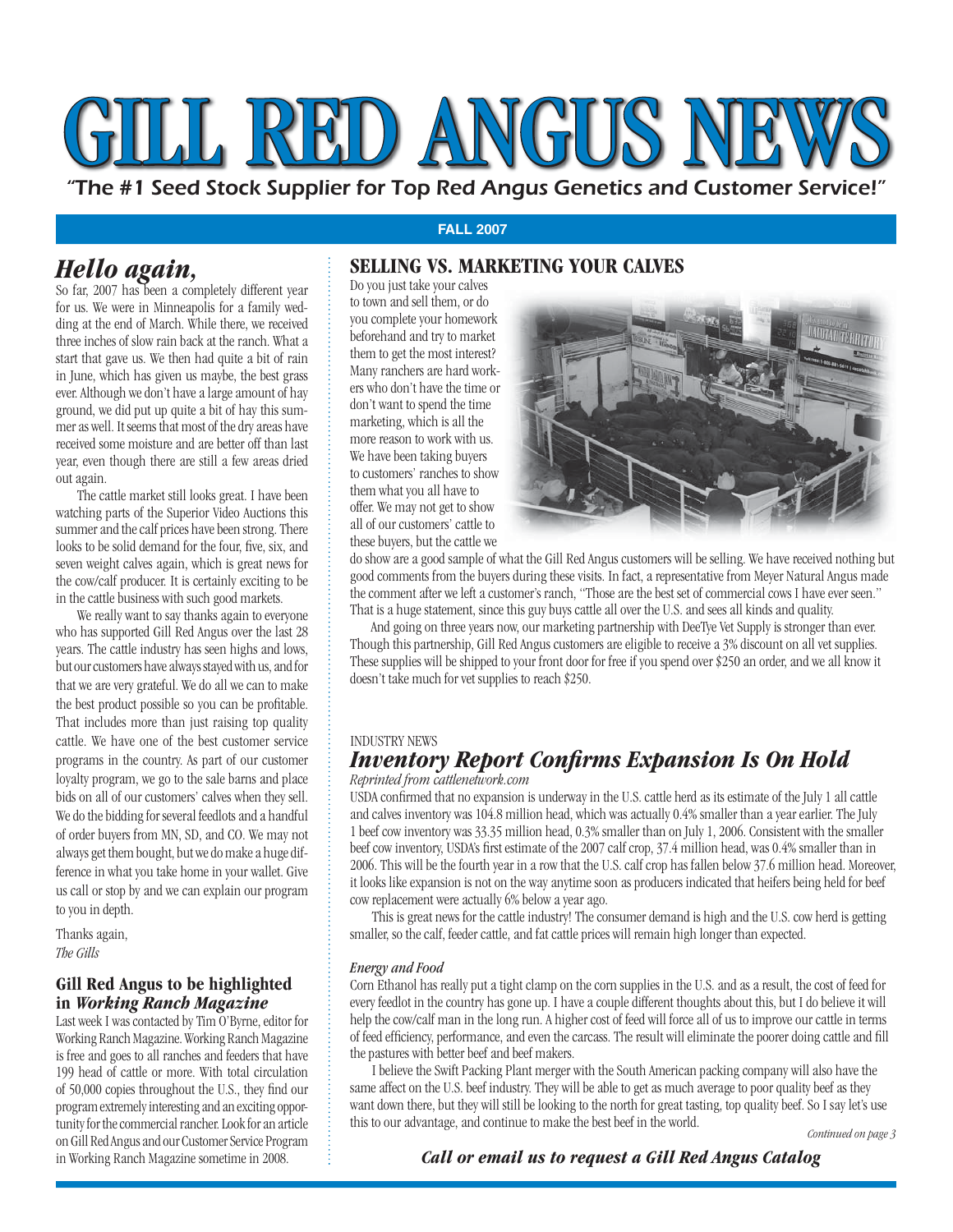# GILL RED ANGUS NEWS

*"The #1 Seed Stock Supplier for Top Red Angus Genetics and Customer Service!"*

**FALL 2007**

## *Hello again,*

So far, 2007 has been a completely different year for us. We were in Minneapolis for a family wedding at the end of March. While there, we received three inches of slow rain back at the ranch. What a start that gave us. We then had quite a bit of rain in June, which has given us maybe, the best grass ever. Although we don't have a large amount of hay ground, we did put up quite a bit of hay this summer as well. It seems that most of the dry areas have received some moisture and are better off than last year, even though there are still a few areas dried out again.

The cattle market still looks great. I have been watching parts of the Superior Video Auctions this summer and the calf prices have been strong. There looks to be solid demand for the four, five, six, and seven weight calves again, which is great news for the cow/calf producer. It is certainly exciting to be in the cattle business with such good markets.

We really want to say thanks again to everyone who has supported Gill Red Angus over the last 28 years. The cattle industry has seen highs and lows, but our customers have always stayed with us, and for that we are very grateful. We do all we can to make the best product possible so you can be profitable. That includes more than just raising top quality cattle. We have one of the best customer service programs in the country. As part of our customer loyalty program, we go to the sale barns and place bids on all of our customers' calves when they sell. We do the bidding for several feedlots and a handful of order buyers from MN, SD, and CO. We may not always get them bought, but we do make a huge difference in what you take home in your wallet. Give us call or stop by and we can explain our program to you in depth.

Thanks again,
*The Gills*

### Gill Red Angus to be highlighted in *Working Ranch Magazine*

Last week I was contacted by Tim O'Byrne, editor for Working Ranch Magazine. Working Ranch Magazine is free and goes to all ranches and feeders that have 199 head of cattle or more. With total circulation of 50,000 copies throughout the U.S., they find our program extremely interesting and an exciting opportunity for the commercial rancher. Look for an article on Gill Red Angus and our Customer Service Program in Working Ranch Magazine sometime in 2008.

## SELLING VS. MARKETING YOUR CALVES

Do you just take your calves to town and sell them, or do you complete your homework beforehand and try to market them to get the most interest? Many ranchers are hard workers who don't have the time or don't want to spend the time marketing, which is all the more reason to work with us. We have been taking buyers to customers' ranches to show them what you all have to offer. We may not get to show all of our customers' cattle to these buyers, but the cattle we do show are a good sample of what the Gill Red Angus customers will be selling. We have received nothing but good comments from the buyers during these visits. In fact, a representative from Meyer Natural Angus made the comment after we left a customer's ranch, "Those are the best set of commercial cows I have ever seen." That is a huge statement, since this guy buys cattle all over the U.S. and sees all kinds and quality.

And going on three years now, our marketing partnership with DeeTye Vet Supply is stronger than ever. Though this partnership, Gill Red Angus customers are eligible to receive a 3% discount on all vet supplies. These supplies will be shipped to your front door for free if you spend over $250 an order, and we all know it doesn't take much for vet supplies to reach $250.

INDUSTRY NEWS

## *Inventory Report Confirms Expansion Is On Hold*

*Reprinted from cattlenetwork.com*

USDA confirmed that no expansion is underway in the U.S. cattle herd as its estimate of the July 1 all cattle and calves inventory was 104.8 million head, which was actually 0.4% smaller than a year earlier. The July 1 beef cow inventory was 33.35 million head, 0.3% smaller than on July 1, 2006. Consistent with the smaller beef cow inventory, USDA's first estimate of the 2007 calf crop, 37.4 million head, was 0.4% smaller than in 2006. This will be the fourth year in a row that the U.S. calf crop has fallen below 37.6 million head. Moreover, it looks like expansion is not on the way anytime soon as producers indicated that heifers being held for beef cow replacement were actually 6% below a year ago.

This is great news for the cattle industry! The consumer demand is high and the U.S. cow herd is getting smaller, so the calf, feeder cattle, and fat cattle prices will remain high longer than expected.

*Energy and Food*

Corn Ethanol has really put a tight clamp on the corn supplies in the U.S. and as a result, the cost of feed for every feedlot in the country has gone up. I have a couple different thoughts about this, but I do believe it will help the cow/calf man in the long run. A higher cost of feed will force all of us to improve our cattle in terms of feed efficiency, performance, and even the carcass. The result will eliminate the poorer doing cattle and fill the pastures with better beef and beef makers.

I believe the Swift Packing Plant merger with the South American packing company will also have the same affect on the U.S. beef industry. They will be able to get as much average to poor quality beef as they want down there, but they will still be looking to the north for great tasting, top quality beef. So I say let's use this to our advantage, and continue to make the best beef in the world.

*Continued on page 3*

***Call or email us to request a Gill Red Angus Catalog***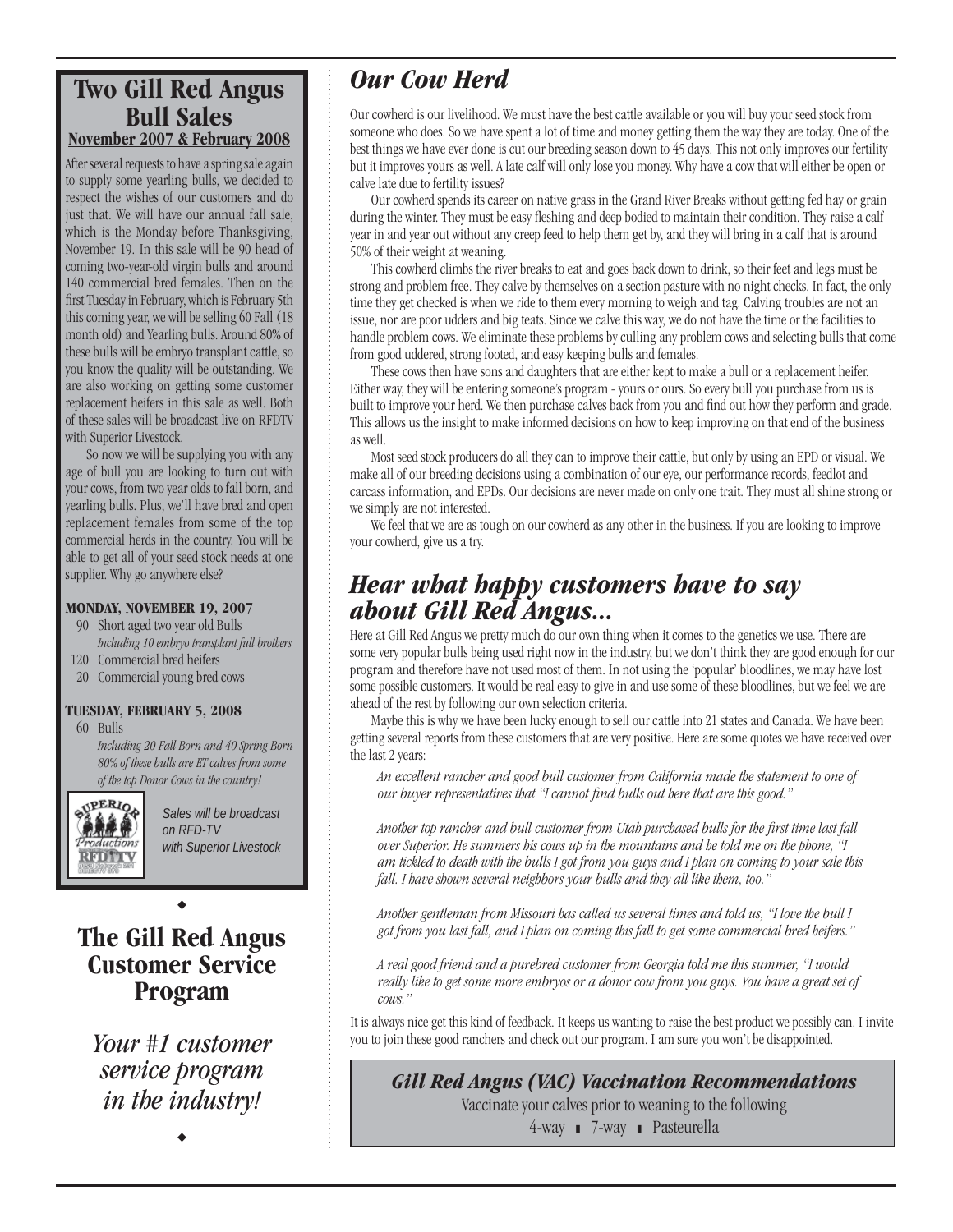## Two Gill Red Angus Bull Sales

**November 2007 & February 2008**

After several requests to have a spring sale again to supply some yearling bulls, we decided to respect the wishes of our customers and do just that. We will have our annual fall sale, which is the Monday before Thanksgiving, November 19. In this sale will be 90 head of coming two-year-old virgin bulls and around 140 commercial bred females. Then on the first Tuesday in February, which is February 5th this coming year, we will be selling 60 Fall (18 month old) and Yearling bulls. Around 80% of these bulls will be embryo transplant cattle, so you know the quality will be outstanding. We are also working on getting some customer replacement heifers in this sale as well. Both of these sales will be broadcast live on RFDTV with Superior Livestock.

So now we will be supplying you with any age of bull you are looking to turn out with your cows, from two year olds to fall born, and yearling bulls. Plus, we'll have bred and open replacement females from some of the top commercial herds in the country. You will be able to get all of your seed stock needs at one supplier. Why go anywhere else?

**MONDAY, NOVEMBER 19, 2007**

- 90 Short aged two year old Bulls
  *Including 10 embryo transplant full brothers*
- 120 Commercial bred heifers
- 20 Commercial young bred cows

**TUESDAY, FEBRUARY 5, 2008**

- 60 Bulls
  *Including 20 Fall Born and 40 Spring Born 80% of these bulls are ET calves from some of the top Donor Cows in the country!*

*Sales will be broadcast on RFD-TV with Superior Livestock*

## The Gill Red Angus Customer Service Program

*Your #1 customer service program in the industry!*

## Our Cow Herd

Our cowherd is our livelihood. We must have the best cattle available or you will buy your seed stock from someone who does. So we have spent a lot of time and money getting them the way they are today. One of the best things we have ever done is cut our breeding season down to 45 days. This not only improves our fertility but it improves yours as well. A late calf will only lose you money. Why have a cow that will either be open or calve late due to fertility issues?

Our cowherd spends its career on native grass in the Grand River Breaks without getting fed hay or grain during the winter. They must be easy fleshing and deep bodied to maintain their condition. They raise a calf year in and year out without any creep feed to help them get by, and they will bring in a calf that is around 50% of their weight at weaning.

This cowherd climbs the river breaks to eat and goes back down to drink, so their feet and legs must be strong and problem free. They calve by themselves on a section pasture with no night checks. In fact, the only time they get checked is when we ride to them every morning to weigh and tag. Calving troubles are not an issue, nor are poor udders and big teats. Since we calve this way, we do not have the time or the facilities to handle problem cows. We eliminate these problems by culling any problem cows and selecting bulls that come from good uddered, strong footed, and easy keeping bulls and females.

These cows then have sons and daughters that are either kept to make a bull or a replacement heifer. Either way, they will be entering someone's program - yours or ours. So every bull you purchase from us is built to improve your herd. We then purchase calves back from you and find out how they perform and grade. This allows us the insight to make informed decisions on how to keep improving on that end of the business as well.

Most seed stock producers do all they can to improve their cattle, but only by using an EPD or visual. We make all of our breeding decisions using a combination of our eye, our performance records, feedlot and carcass information, and EPDs. Our decisions are never made on only one trait. They must all shine strong or we simply are not interested.

We feel that we are as tough on our cowherd as any other in the business. If you are looking to improve your cowherd, give us a try.

## Hear what happy customers have to say about Gill Red Angus...

Here at Gill Red Angus we pretty much do our own thing when it comes to the genetics we use. There are some very popular bulls being used right now in the industry, but we don't think they are good enough for our program and therefore have not used most of them. In not using the 'popular' bloodlines, we may have lost some possible customers. It would be real easy to give in and use some of these bloodlines, but we feel we are ahead of the rest by following our own selection criteria.

Maybe this is why we have been lucky enough to sell our cattle into 21 states and Canada. We have been getting several reports from these customers that are very positive. Here are some quotes we have received over the last 2 years:

*An excellent rancher and good bull customer from California made the statement to one of our buyer representatives that "I cannot find bulls out here that are this good."*

*Another top rancher and bull customer from Utah purchased bulls for the first time last fall over Superior. He summers his cows up in the mountains and he told me on the phone, "I am tickled to death with the bulls I got from you guys and I plan on coming to your sale this fall. I have shown several neighbors your bulls and they all like them, too."*

*Another gentleman from Missouri has called us several times and told us, "I love the bull I got from you last fall, and I plan on coming this fall to get some commercial bred heifers."*

*A real good friend and a purebred customer from Georgia told me this summer, "I would really like to get some more embryos or a donor cow from you guys. You have a great set of cows."*

It is always nice get this kind of feedback. It keeps us wanting to raise the best product we possibly can. I invite you to join these good ranchers and check out our program. I am sure you won't be disappointed.

### *Gill Red Angus (VAC) Vaccination Recommendations*

Vaccinate your calves prior to weaning to the following

4-way ▪ 7-way ▪ Pasteurella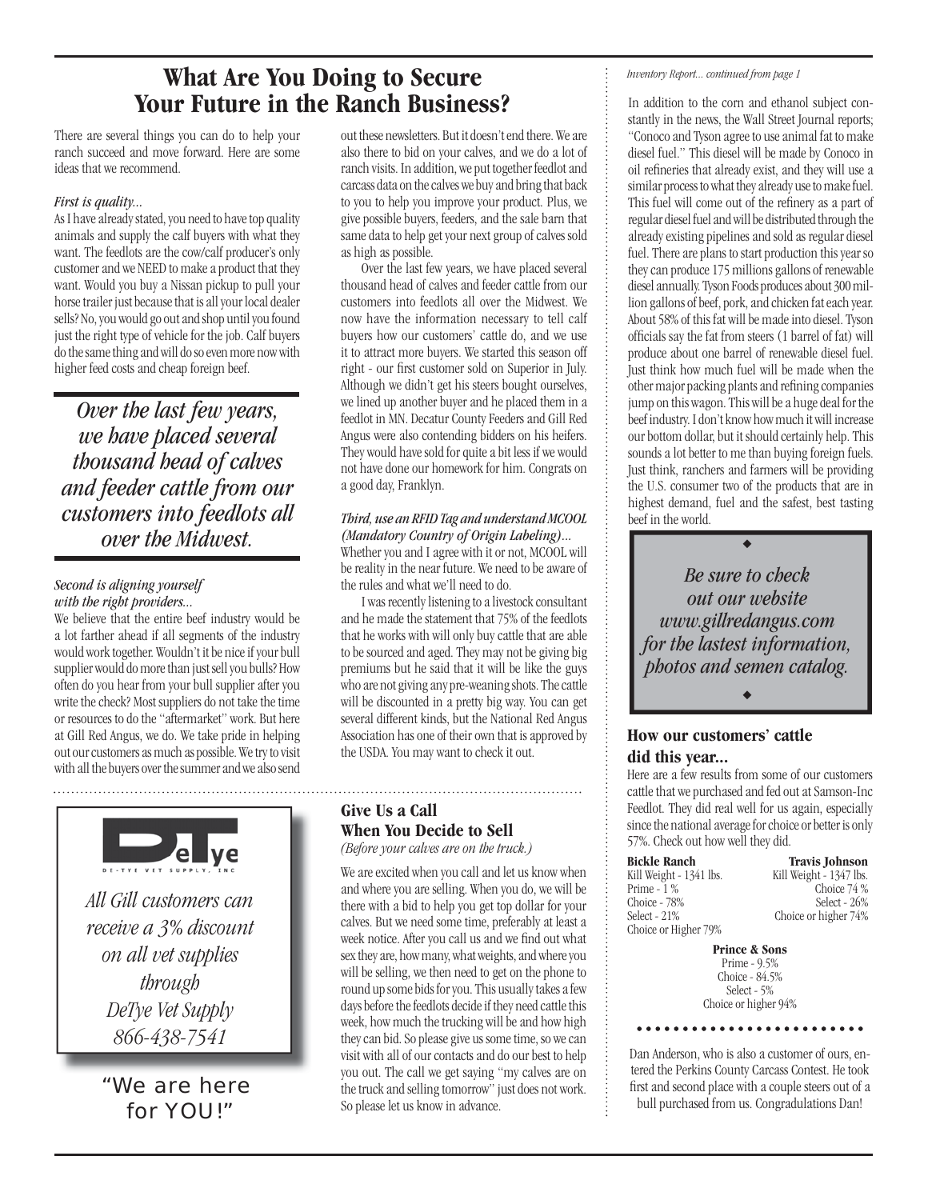# What Are You Doing to Secure Your Future in the Ranch Business?

There are several things you can do to help your ranch succeed and move forward. Here are some ideas that we recommend.

### *First is quality...*

As I have already stated, you need to have top quality animals and supply the calf buyers with what they want. The feedlots are the cow/calf producer's only customer and we NEED to make a product that they want. Would you buy a Nissan pickup to pull your horse trailer just because that is all your local dealer sells? No, you would go out and shop until you found just the right type of vehicle for the job. Calf buyers do the same thing and will do so even more now with higher feed costs and cheap foreign beef.

> *Over the last few years, we have placed several thousand head of calves and feeder cattle from our customers into feedlots all over the Midwest.*

### *Second is aligning yourself with the right providers...*

We believe that the entire beef industry would be a lot farther ahead if all segments of the industry would work together. Wouldn't it be nice if your bull supplier would do more than just sell you bulls? How often do you hear from your bull supplier after you write the check? Most suppliers do not take the time or resources to do the "aftermarket" work. But here at Gill Red Angus, we do. We take pride in helping out our customers as much as possible. We try to visit with all the buyers over the summer and we also send out these newsletters. But it doesn't end there. We are also there to bid on your calves, and we do a lot of ranch visits. In addition, we put together feedlot and carcass data on the calves we buy and bring that back to you to help you improve your product. Plus, we give possible buyers, feeders, and the sale barn that same data to help get your next group of calves sold as high as possible.

Over the last few years, we have placed several thousand head of calves and feeder cattle from our customers into feedlots all over the Midwest. We now have the information necessary to tell calf buyers how our customers' cattle do, and we use it to attract more buyers. We started this season off right - our first customer sold on Superior in July. Although we didn't get his steers bought ourselves, we lined up another buyer and he placed them in a feedlot in MN. Decatur County Feeders and Gill Red Angus were also contending bidders on his heifers. They would have sold for quite a bit less if we would not have done our homework for him. Congrats on a good day, Franklyn.

### *Third, use an RFID Tag and understand MCOOL (Mandatory Country of Origin Labeling)...*

Whether you and I agree with it or not, MCOOL will be reality in the near future. We need to be aware of the rules and what we'll need to do.

I was recently listening to a livestock consultant and he made the statement that 75% of the feedlots that he works with will only buy cattle that are able to be sourced and aged. They may not be giving big premiums but he said that it will be like the guys who are not giving any pre-weaning shots. The cattle will be discounted in a pretty big way. You can get several different kinds, but the National Red Angus Association has one of their own that is approved by the USDA. You may want to check it out.

---

**DeTye** — DE-TYE VET SUPPLY, INC

*All Gill customers can receive a 3% discount on all vet supplies through DeTye Vet Supply 866-438-7541*

"We are here for YOU!"

## Give Us a Call When You Decide to Sell

*(Before your calves are on the truck.)*

We are excited when you call and let us know when and where you are selling. When you do, we will be there with a bid to help you get top dollar for your calves. But we need some time, preferably at least a week notice. After you call us and we find out what sex they are, how many, what weights, and where you will be selling, we then need to get on the phone to round up some bids for you. This usually takes a few days before the feedlots decide if they need cattle this week, how much the trucking will be and how high they can bid. So please give us some time, so we can visit with all of our contacts and do our best to help you out. The call we get saying "my calves are on the truck and selling tomorrow" just does not work. So please let us know in advance.

---

*Inventory Report... continued from page 1*

In addition to the corn and ethanol subject constantly in the news, the Wall Street Journal reports; "Conoco and Tyson agree to use animal fat to make diesel fuel." This diesel will be made by Conoco in oil refineries that already exist, and they will use a similar process to what they already use to make fuel. This fuel will come out of the refinery as a part of regular diesel fuel and will be distributed through the already existing pipelines and sold as regular diesel fuel. There are plans to start production this year so they can produce 175 millions gallons of renewable diesel annually. Tyson Foods produces about 300 million gallons of beef, pork, and chicken fat each year. About 58% of this fat will be made into diesel. Tyson officials say the fat from steers (1 barrel of fat) will produce about one barrel of renewable diesel fuel. Just think how much fuel will be made when the other major packing plants and refining companies jump on this wagon. This will be a huge deal for the beef industry. I don't know how much it will increase our bottom dollar, but it should certainly help. This sounds a lot better to me than buying foreign fuels. Just think, ranchers and farmers will be providing the U.S. consumer two of the products that are in highest demand, fuel and the safest, best tasting beef in the world.

> *Be sure to check out our website www.gillredangus.com for the lastest information, photos and semen catalog.*

## How our customers' cattle did this year...

Here are a few results from some of our customers cattle that we purchased and fed out at Samson-Inc Feedlot. They did real well for us again, especially since the national average for choice or better is only 57%. Check out how well they did.

**Bickle Ranch**
Kill Weight - 1341 lbs.
Prime - 1 %
Choice - 78%
Select - 21%
Choice or Higher 79%

**Travis Johnson**
Kill Weight - 1347 lbs.
Choice 74 %
Select - 26%
Choice or higher 74%

**Prince & Sons**
Prime - 9.5%
Choice - 84.5%
Select - 5%
Choice or higher 94%

Dan Anderson, who is also a customer of ours, entered the Perkins County Carcass Contest. He took first and second place with a couple steers out of a bull purchased from us. Congradulations Dan!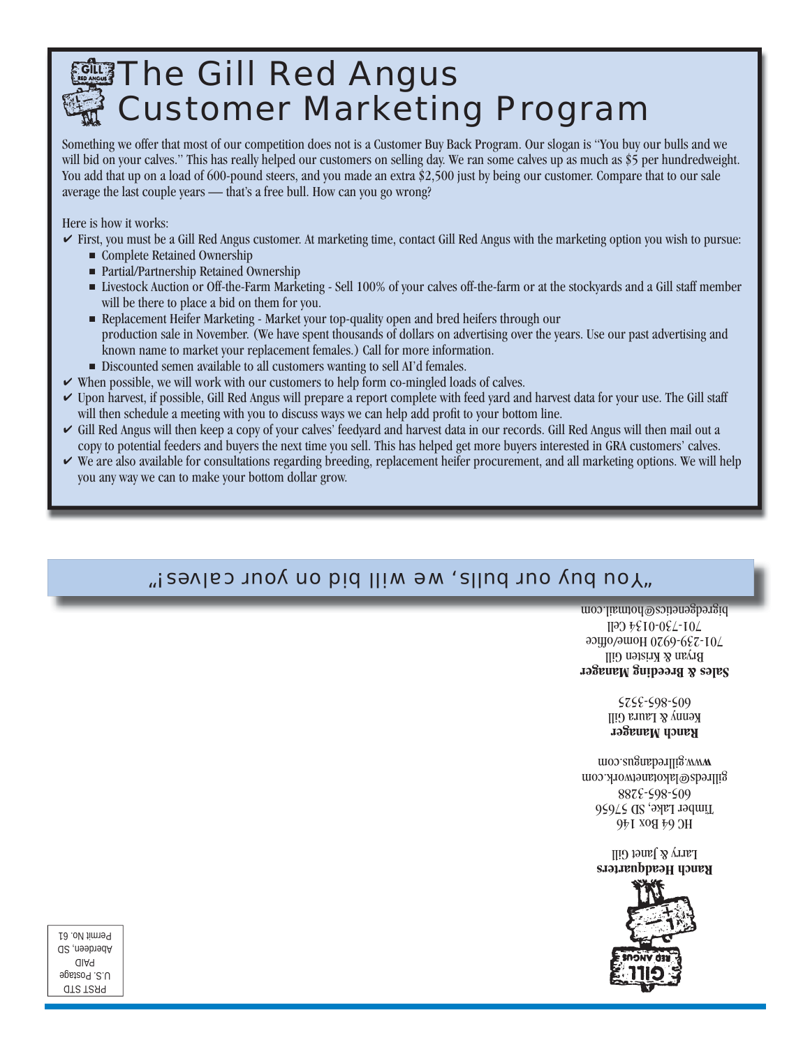# The Gill Red Angus Customer Marketing Program

Something we offer that most of our competition does not is a Customer Buy Back Program. Our slogan is "You buy our bulls and we will bid on your calves." This has really helped our customers on selling day. We ran some calves up as much as $5 per hundredweight. You add that up on a load of 600-pound steers, and you made an extra $2,500 just by being our customer. Compare that to our sale average the last couple years — that's a free bull. How can you go wrong?

Here is how it works:

- ✔ First, you must be a Gill Red Angus customer. At marketing time, contact Gill Red Angus with the marketing option you wish to pursue:
  - Complete Retained Ownership
  - Partial/Partnership Retained Ownership
  - Livestock Auction or Off-the-Farm Marketing - Sell 100% of your calves off-the-farm or at the stockyards and a Gill staff member will be there to place a bid on them for you.
  - Replacement Heifer Marketing - Market your top-quality open and bred heifers through our production sale in November. (We have spent thousands of dollars on advertising over the years. Use our past advertising and known name to market your replacement females.) Call for more information.
  - Discounted semen available to all customers wanting to sell AI'd females.
- ✔ When possible, we will work with our customers to help form co-mingled loads of calves.
- ✔ Upon harvest, if possible, Gill Red Angus will prepare a report complete with feed yard and harvest data for your use. The Gill staff will then schedule a meeting with you to discuss ways we can help add profit to your bottom line.
- ✔ Gill Red Angus will then keep a copy of your calves' feedyard and harvest data in our records. Gill Red Angus will then mail out a copy to potential feeders and buyers the next time you sell. This has helped get more buyers interested in GRA customers' calves.
- ✔ We are also available for consultations regarding breeding, replacement heifer procurement, and all marketing options. We will help you any way we can to make your bottom dollar grow.

"You buy our bulls, we will bid on your calves!"

**Ranch Headquarters**
Larry & Janet Gill
HC 64 Box 146
Timber Lake, SD 57656
605-865-3288
gillreds@lakotanetwork.com
www.gillredangus.com

**Ranch Manager**
Kenny & Laura Gill
605-865-3525

**Sales & Breeding Manager**
Bryan & Kristen Gill
701-239-6920 Home/office
701-730-0134 Cell
bigredgenetics@hotmail.com

PRST STD
U.S. Postage
PAID
Aberdeen, SD
Permit No. 61